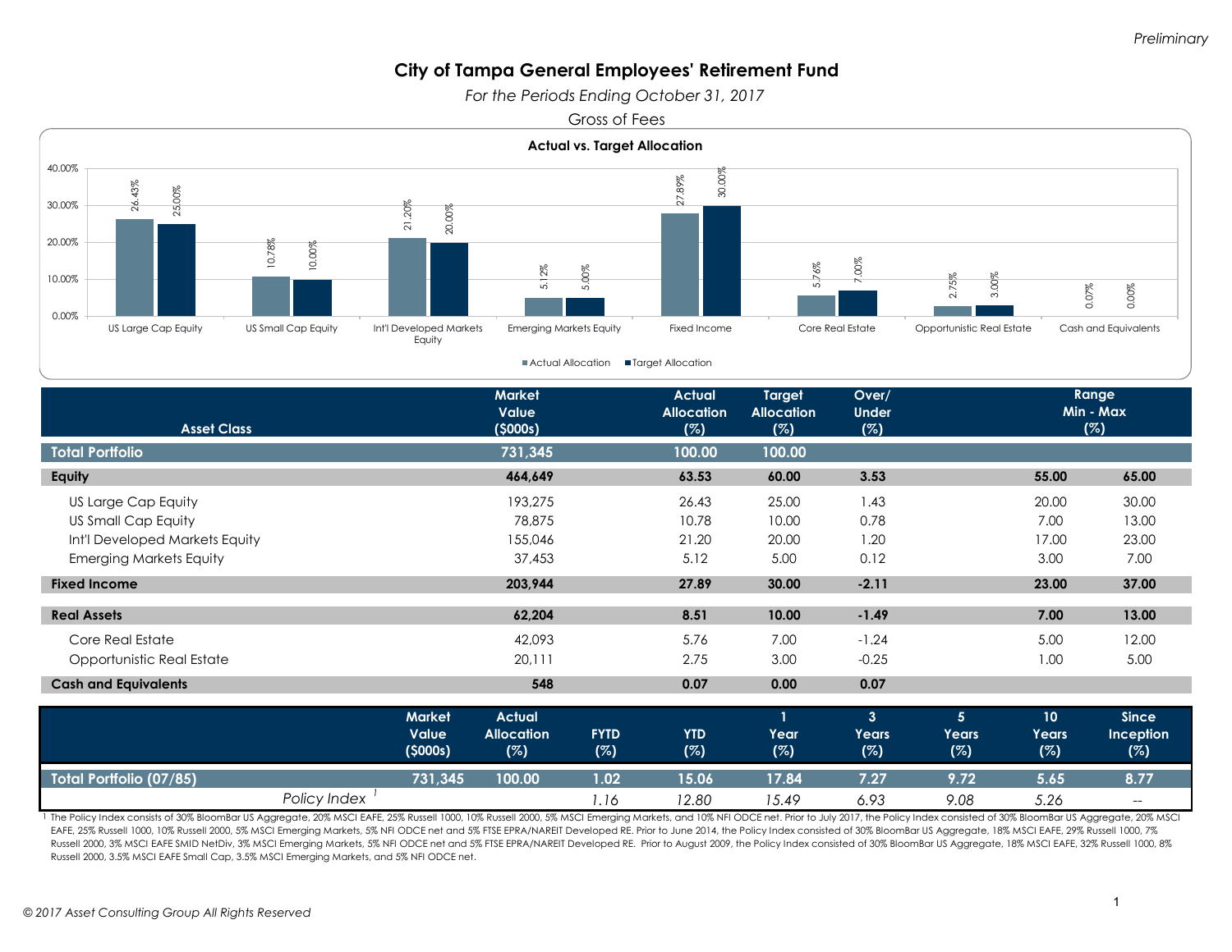Preliminary

# City of Tampa General Employees' Retirement Fund

*For the Periods Ending October 31, 2017*

Gross of Fees

**Actual vs. Target Allocation**

| Asset Class | Actual Allocation | Target Allocation |
|---|---|---|
| US Large Cap Equity | 26.43% | 25.00% |
| US Small Cap Equity | 10.78% | 10.00% |
| Int'l Developed Markets Equity | 21.20% | 20.00% |
| Emerging Markets Equity | 5.12% | 5.00% |
| Fixed Income | 27.89% | 30.00% |
| Core Real Estate | 5.76% | 7.00% |
| Opportunistic Real Estate | 2.75% | 3.00% |
| Cash and Equivalents | 0.07% | 0.00% |

| Asset Class | Market Value ($000s) | Actual Allocation (%) | Target Allocation (%) | Over/ Under (%) | Range Min (%) | Range Max (%) |
|---|---|---|---|---|---|---|
| **Total Portfolio** | **731,345** | **100.00** | **100.00** | | | |
| **Equity** | **464,649** | **63.53** | **60.00** | **3.53** | **55.00** | **65.00** |
| US Large Cap Equity | 193,275 | 26.43 | 25.00 | 1.43 | 20.00 | 30.00 |
| US Small Cap Equity | 78,875 | 10.78 | 10.00 | 0.78 | 7.00 | 13.00 |
| Int'l Developed Markets Equity | 155,046 | 21.20 | 20.00 | 1.20 | 17.00 | 23.00 |
| Emerging Markets Equity | 37,453 | 5.12 | 5.00 | 0.12 | 3.00 | 7.00 |
| **Fixed Income** | **203,944** | **27.89** | **30.00** | **-2.11** | **23.00** | **37.00** |
| **Real Assets** | **62,204** | **8.51** | **10.00** | **-1.49** | **7.00** | **13.00** |
| Core Real Estate | 42,093 | 5.76 | 7.00 | -1.24 | 5.00 | 12.00 |
| Opportunistic Real Estate | 20,111 | 2.75 | 3.00 | -0.25 | 1.00 | 5.00 |
| **Cash and Equivalents** | **548** | **0.07** | **0.00** | **0.07** | | |

| | Market Value ($000s) | Actual Allocation (%) | FYTD (%) | YTD (%) | 1 Year (%) | 3 Years (%) | 5 Years (%) | 10 Years (%) | Since Inception (%) |
|---|---|---|---|---|---|---|---|---|---|
| **Total Portfolio (07/85)** | **731,345** | **100.00** | **1.02** | **15.06** | **17.84** | **7.27** | **9.72** | **5.65** | **8.77** |
| *Policy Index* [1] | | | *1.16* | *12.80* | *15.49* | *6.93* | *9.08* | *5.26* | -- |

[1] The Policy Index consists of 30% BloomBar US Aggregate, 20% MSCI EAFE, 25% Russell 1000, 10% Russell 2000, 5% MSCI Emerging Markets, and 10% NFI ODCE net. Prior to July 2017, the Policy Index consisted of 30% BloomBar US Aggregate, 20% MSCI EAFE, 25% Russell 1000, 10% Russell 2000, 5% MSCI Emerging Markets, 5% NFI ODCE net and 5% FTSE EPRA/NAREIT Developed RE. Prior to June 2014, the Policy Index consisted of 30% BloomBar US Aggregate, 18% MSCI EAFE, 29% Russell 1000, 7% Russell 2000, 3% MSCI EAFE SMID NetDiv, 3% MSCI Emerging Markets, 5% NFI ODCE net and 5% FTSE EPRA/NAREIT Developed RE. Prior to August 2009, the Policy Index consisted of 30% BloomBar US Aggregate, 18% MSCI EAFE, 32% Russell 1000, 8% Russell 2000, 3.5% MSCI EAFE Small Cap, 3.5% MSCI Emerging Markets, and 5% NFI ODCE net.

© 2017 Asset Consulting Group All Rights Reserved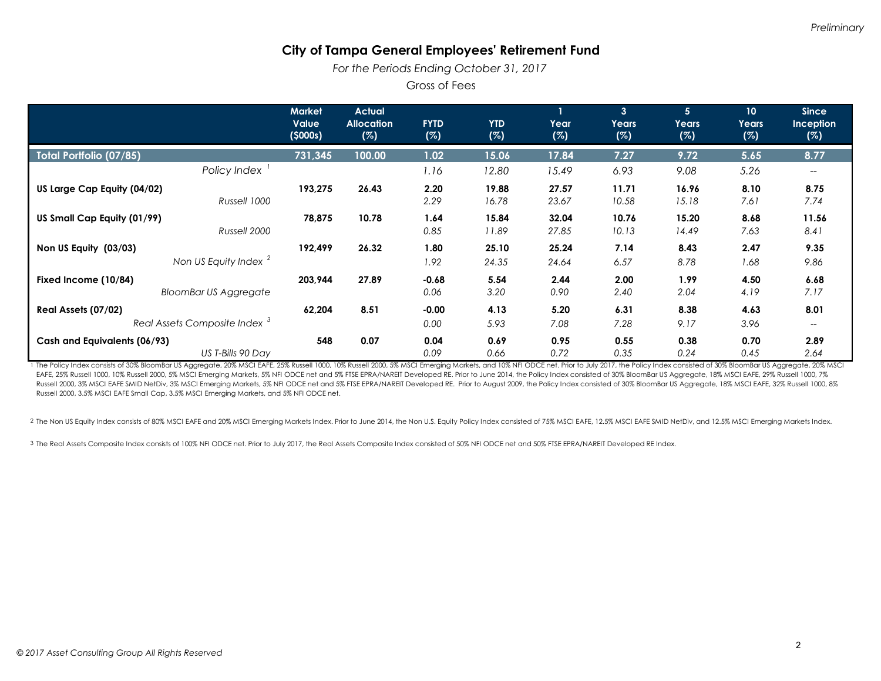Preliminary

# City of Tampa General Employees' Retirement Fund

*For the Periods Ending October 31, 2017*

Gross of Fees

| | Market Value ($000s) | Actual Allocation (%) | FYTD (%) | YTD (%) | 1 Year (%) | 3 Years (%) | 5 Years (%) | 10 Years (%) | Since Inception (%) |
|---|---|---|---|---|---|---|---|---|---|
| **Total Portfolio (07/85)** | **731,345** | **100.00** | **1.02** | **15.06** | **17.84** | **7.27** | **9.72** | **5.65** | **8.77** |
| *Policy Index* [1] | | | *1.16* | *12.80* | *15.49* | *6.93* | *9.08* | *5.26* | -- |
| **US Large Cap Equity (04/02)** | **193,275** | **26.43** | **2.20** | **19.88** | **27.57** | **11.71** | **16.96** | **8.10** | **8.75** |
| *Russell 1000* | | | *2.29* | *16.78* | *23.67* | *10.58* | *15.18* | *7.61* | *7.74* |
| **US Small Cap Equity (01/99)** | **78,875** | **10.78** | **1.64** | **15.84** | **32.04** | **10.76** | **15.20** | **8.68** | **11.56** |
| *Russell 2000* | | | *0.85* | *11.89* | *27.85* | *10.13* | *14.49* | *7.63* | *8.41* |
| **Non US Equity (03/03)** | **192,499** | **26.32** | **1.80** | **25.10** | **25.24** | **7.14** | **8.43** | **2.47** | **9.35** |
| *Non US Equity Index* [2] | | | *1.92* | *24.35* | *24.64* | *6.57* | *8.78* | *1.68* | *9.86* |
| **Fixed Income (10/84)** | **203,944** | **27.89** | **-0.68** | **5.54** | **2.44** | **2.00** | **1.99** | **4.50** | **6.68** |
| *BloomBar US Aggregate* | | | *0.06* | *3.20* | *0.90* | *2.40* | *2.04* | *4.19* | *7.17* |
| **Real Assets (07/02)** | **62,204** | **8.51** | **-0.00** | **4.13** | **5.20** | **6.31** | **8.38** | **4.63** | **8.01** |
| *Real Assets Composite Index* [3] | | | *0.00* | *5.93* | *7.08* | *7.28* | *9.17* | *3.96* | -- |
| **Cash and Equivalents (06/93)** | **548** | **0.07** | **0.04** | **0.69** | **0.95** | **0.55** | **0.38** | **0.70** | **2.89** |
| *US T-Bills 90 Day* | | | *0.09* | *0.66* | *0.72* | *0.35* | *0.24* | *0.45* | *2.64* |

1 The Policy Index consists of 30% BloomBar US Aggregate, 20% MSCI EAFE, 25% Russell 1000, 10% Russell 2000, 5% MSCI Emerging Markets, and 10% NFI ODCE net. Prior to July 2017, the Policy Index consisted of 30% BloomBar US Aggregate, 20% MSCI EAFE, 25% Russell 1000, 10% Russell 2000, 5% MSCI Emerging Markets, 5% NFI ODCE net and 5% FTSE EPRA/NAREIT Developed RE. Prior to June 2014, the Policy Index consisted of 30% BloomBar US Aggregate, 18% MSCI EAFE, 29% Russell 1000, 7% Russell 2000, 3% MSCI EAFE SMID NetDiv, 3% MSCI Emerging Markets, 5% NFI ODCE net and 5% FTSE EPRA/NAREIT Developed RE. Prior to August 2009, the Policy Index consisted of 30% BloomBar US Aggregate, 18% MSCI EAFE, 32% Russell 1000, 8% Russell 2000, 3.5% MSCI EAFE Small Cap, 3.5% MSCI Emerging Markets, and 5% NFI ODCE net.

2 The Non US Equity Index consists of 80% MSCI EAFE and 20% MSCI Emerging Markets Index. Prior to June 2014, the Non U.S. Equity Policy Index consisted of 75% MSCI EAFE, 12.5% MSCI EAFE SMID NetDiv, and 12.5% MSCI Emerging Markets Index.

3 The Real Assets Composite Index consists of 100% NFI ODCE net. Prior to July 2017, the Real Assets Composite Index consisted of 50% NFI ODCE net and 50% FTSE EPRA/NAREIT Developed RE Index.

*© 2017 Asset Consulting Group All Rights Reserved*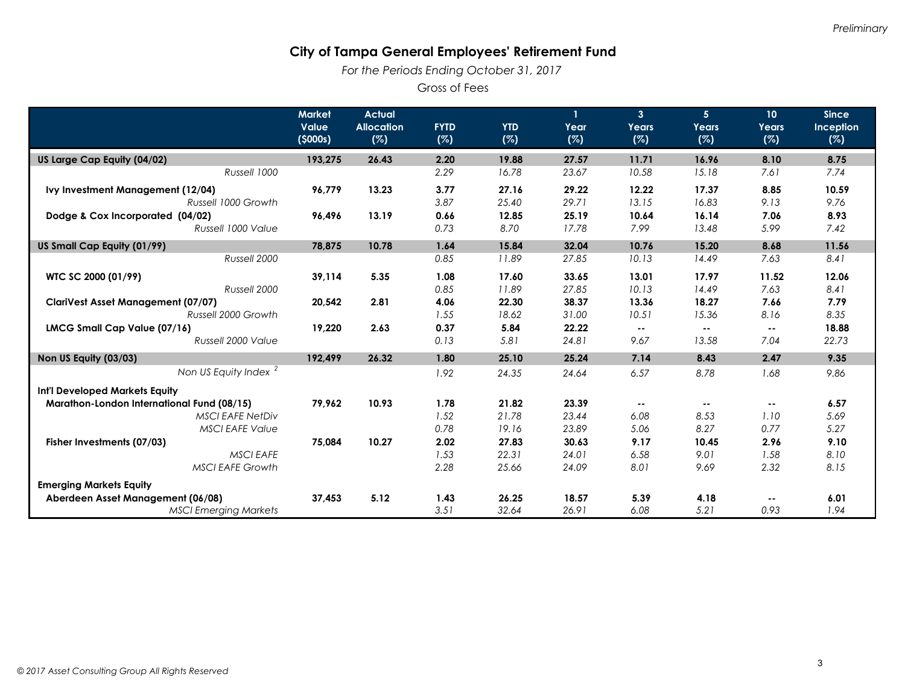*Preliminary*

# City of Tampa General Employees' Retirement Fund

*For the Periods Ending October 31, 2017*

Gross of Fees

| | Market Value ($000s) | Actual Allocation (%) | FYTD (%) | YTD (%) | 1 Year (%) | 3 Years (%) | 5 Years (%) | 10 Years (%) | Since Inception (%) |
|---|---|---|---|---|---|---|---|---|---|
| **US Large Cap Equity (04/02)** | **193,275** | **26.43** | **2.20** | **19.88** | **27.57** | **11.71** | **16.96** | **8.10** | **8.75** |
| *Russell 1000* | | | *2.29* | *16.78* | *23.67* | *10.58* | *15.18* | *7.61* | *7.74* |
| **Ivy Investment Management (12/04)** | **96,779** | **13.23** | **3.77** | **27.16** | **29.22** | **12.22** | **17.37** | **8.85** | **10.59** |
| *Russell 1000 Growth* | | | *3.87* | *25.40* | *29.71* | *13.15* | *16.83* | *9.13* | *9.76* |
| **Dodge & Cox Incorporated (04/02)** | **96,496** | **13.19** | **0.66** | **12.85** | **25.19** | **10.64** | **16.14** | **7.06** | **8.93** |
| *Russell 1000 Value* | | | *0.73* | *8.70* | *17.78* | *7.99* | *13.48* | *5.99* | *7.42* |
| **US Small Cap Equity (01/99)** | **78,875** | **10.78** | **1.64** | **15.84** | **32.04** | **10.76** | **15.20** | **8.68** | **11.56** |
| *Russell 2000* | | | *0.85* | *11.89* | *27.85* | *10.13* | *14.49* | *7.63* | *8.41* |
| **WTC SC 2000 (01/99)** | **39,114** | **5.35** | **1.08** | **17.60** | **33.65** | **13.01** | **17.97** | **11.52** | **12.06** |
| *Russell 2000* | | | *0.85* | *11.89* | *27.85* | *10.13* | *14.49* | *7.63* | *8.41* |
| **ClariVest Asset Management (07/07)** | **20,542** | **2.81** | **4.06** | **22.30** | **38.37** | **13.36** | **18.27** | **7.66** | **7.79** |
| *Russell 2000 Growth* | | | *1.55* | *18.62* | *31.00* | *10.51* | *15.36* | *8.16* | *8.35* |
| **LMCG Small Cap Value (07/16)** | **19,220** | **2.63** | **0.37** | **5.84** | **22.22** | -- | -- | -- | **18.88** |
| *Russell 2000 Value* | | | *0.13* | *5.81* | *24.81* | *9.67* | *13.58* | *7.04* | *22.73* |
| **Non US Equity (03/03)** | **192,499** | **26.32** | **1.80** | **25.10** | **25.24** | **7.14** | **8.43** | **2.47** | **9.35** |
| *Non US Equity Index* [2] | | | *1.92* | *24.35* | *24.64* | *6.57* | *8.78* | *1.68* | *9.86* |
| **Int'l Developed Markets Equity** | | | | | | | | | |
| **Marathon-London International Fund (08/15)** | **79,962** | **10.93** | **1.78** | **21.82** | **23.39** | -- | -- | -- | **6.57** |
| *MSCI EAFE NetDiv* | | | *1.52* | *21.78* | *23.44* | *6.08* | *8.53* | *1.10* | *5.69* |
| *MSCI EAFE Value* | | | *0.78* | *19.16* | *23.89* | *5.06* | *8.27* | *0.77* | *5.27* |
| **Fisher Investments (07/03)** | **75,084** | **10.27** | **2.02** | **27.83** | **30.63** | **9.17** | **10.45** | **2.96** | **9.10** |
| *MSCI EAFE* | | | *1.53* | *22.31* | *24.01* | *6.58* | *9.01* | *1.58* | *8.10* |
| *MSCI EAFE Growth* | | | *2.28* | *25.66* | *24.09* | *8.01* | *9.69* | *2.32* | *8.15* |
| **Emerging Markets Equity** | | | | | | | | | |
| **Aberdeen Asset Management (06/08)** | **37,453** | **5.12** | **1.43** | **26.25** | **18.57** | **5.39** | **4.18** | -- | **6.01** |
| *MSCI Emerging Markets* | | | *3.51* | *32.64* | *26.91* | *6.08* | *5.21* | *0.93* | *1.94* |

*© 2017 Asset Consulting Group All Rights Reserved*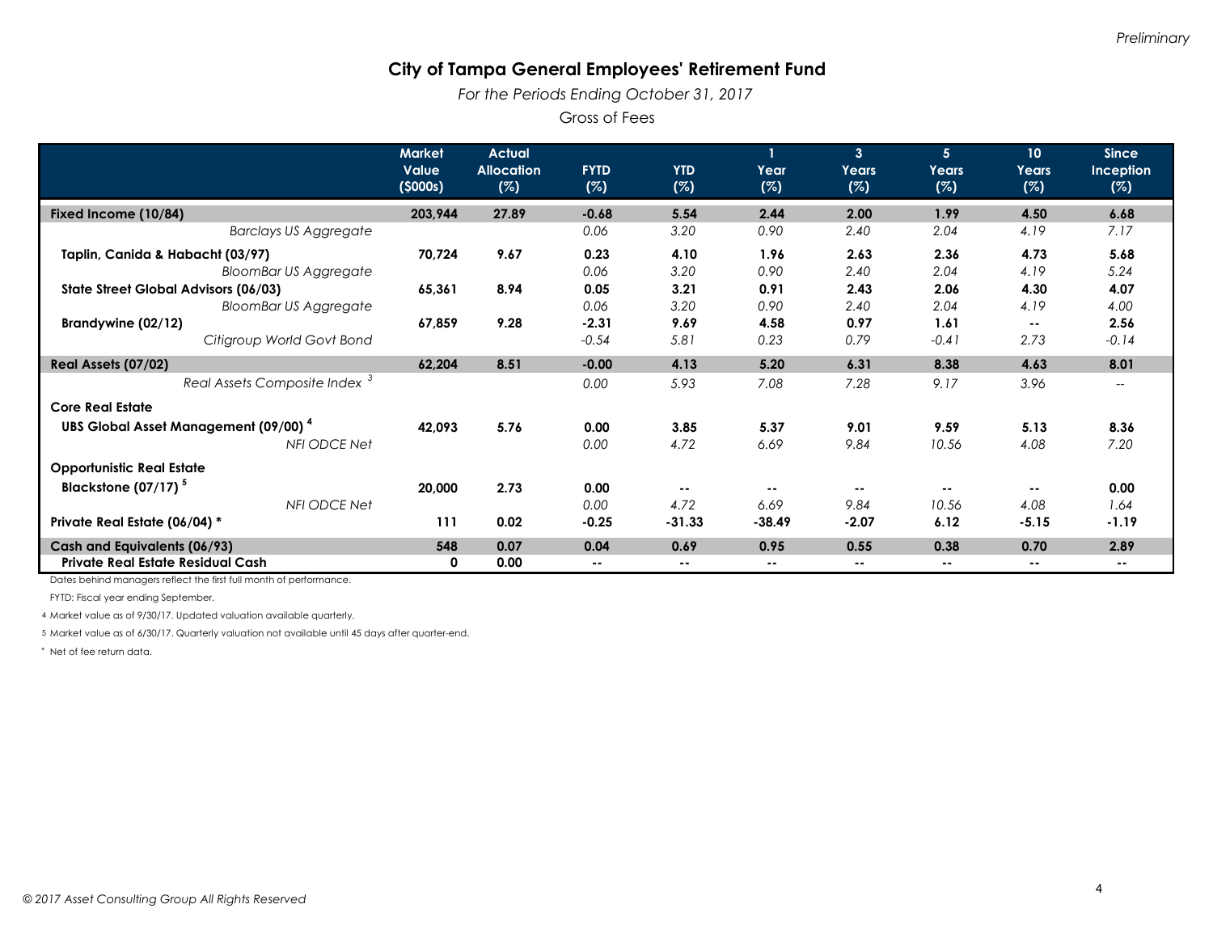*Preliminary*

# City of Tampa General Employees' Retirement Fund

*For the Periods Ending October 31, 2017*

Gross of Fees

| | Market Value ($000s) | Actual Allocation (%) | FYTD (%) | YTD (%) | 1 Year (%) | 3 Years (%) | 5 Years (%) | 10 Years (%) | Since Inception (%) |
|---|---|---|---|---|---|---|---|---|---|
| **Fixed Income (10/84)** | **203,944** | **27.89** | **-0.68** | **5.54** | **2.44** | **2.00** | **1.99** | **4.50** | **6.68** |
| *Barclays US Aggregate* | | | *0.06* | *3.20* | *0.90* | *2.40* | *2.04* | *4.19* | *7.17* |
| **Taplin, Canida & Habacht (03/97)** | **70,724** | **9.67** | **0.23** | **4.10** | **1.96** | **2.63** | **2.36** | **4.73** | **5.68** |
| *BloomBar US Aggregate* | | | *0.06* | *3.20* | *0.90* | *2.40* | *2.04* | *4.19* | *5.24* |
| **State Street Global Advisors (06/03)** | **65,361** | **8.94** | **0.05** | **3.21** | **0.91** | **2.43** | **2.06** | **4.30** | **4.07** |
| *BloomBar US Aggregate* | | | *0.06* | *3.20* | *0.90* | *2.40* | *2.04* | *4.19* | *4.00* |
| **Brandywine (02/12)** | **67,859** | **9.28** | **-2.31** | **9.69** | **4.58** | **0.97** | **1.61** | **--** | **2.56** |
| *Citigroup World Govt Bond* | | | *-0.54* | *5.81* | *0.23* | *0.79* | *-0.41* | *2.73* | *-0.14* |
| **Real Assets (07/02)** | **62,204** | **8.51** | **-0.00** | **4.13** | **5.20** | **6.31** | **8.38** | **4.63** | **8.01** |
| *Real Assets Composite Index [3]* | | | *0.00* | *5.93* | *7.08* | *7.28* | *9.17* | *3.96* | *--* |
| **Core Real Estate** | | | | | | | | | |
| **UBS Global Asset Management (09/00) [4]** | **42,093** | **5.76** | **0.00** | **3.85** | **5.37** | **9.01** | **9.59** | **5.13** | **8.36** |
| *NFI ODCE Net* | | | *0.00* | *4.72* | *6.69* | *9.84* | *10.56* | *4.08* | *7.20* |
| **Opportunistic Real Estate** | | | | | | | | | |
| **Blackstone (07/17) [5]** | **20,000** | **2.73** | **0.00** | **--** | **--** | **--** | **--** | **--** | **0.00** |
| *NFI ODCE Net* | | | *0.00* | *4.72* | *6.69* | *9.84* | *10.56* | *4.08* | *1.64* |
| **Private Real Estate (06/04) *** | **111** | **0.02** | **-0.25** | **-31.33** | **-38.49** | **-2.07** | **6.12** | **-5.15** | **-1.19** |
| **Cash and Equivalents (06/93)** | **548** | **0.07** | **0.04** | **0.69** | **0.95** | **0.55** | **0.38** | **0.70** | **2.89** |
| **Private Real Estate Residual Cash** | **0** | **0.00** | **--** | **--** | **--** | **--** | **--** | **--** | **--** |

Dates behind managers reflect the first full month of performance.

FYTD: Fiscal year ending September.

4 Market value as of 9/30/17. Updated valuation available quarterly.

5 Market value as of 6/30/17. Quarterly valuation not available until 45 days after quarter-end.

* Net of fee return data.

© 2017 Asset Consulting Group All Rights Reserved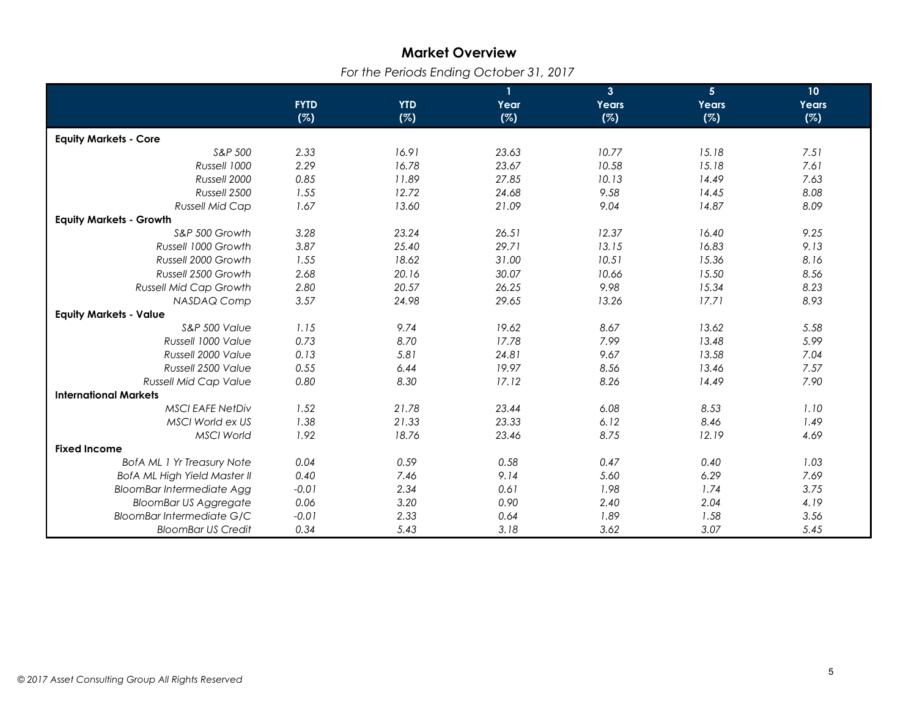## Market Overview

*For the Periods Ending October 31, 2017*

| | FYTD (%) | YTD (%) | 1 Year (%) | 3 Years (%) | 5 Years (%) | 10 Years (%) |
|---|---|---|---|---|---|---|
| **Equity Markets - Core** | | | | | | |
| *S&P 500* | *2.33* | *16.91* | *23.63* | *10.77* | *15.18* | *7.51* |
| *Russell 1000* | *2.29* | *16.78* | *23.67* | *10.58* | *15.18* | *7.61* |
| *Russell 2000* | *0.85* | *11.89* | *27.85* | *10.13* | *14.49* | *7.63* |
| *Russell 2500* | *1.55* | *12.72* | *24.68* | *9.58* | *14.45* | *8.08* |
| *Russell Mid Cap* | *1.67* | *13.60* | *21.09* | *9.04* | *14.87* | *8.09* |
| **Equity Markets - Growth** | | | | | | |
| *S&P 500 Growth* | *3.28* | *23.24* | *26.51* | *12.37* | *16.40* | *9.25* |
| *Russell 1000 Growth* | *3.87* | *25.40* | *29.71* | *13.15* | *16.83* | *9.13* |
| *Russell 2000 Growth* | *1.55* | *18.62* | *31.00* | *10.51* | *15.36* | *8.16* |
| *Russell 2500 Growth* | *2.68* | *20.16* | *30.07* | *10.66* | *15.50* | *8.56* |
| *Russell Mid Cap Growth* | *2.80* | *20.57* | *26.25* | *9.98* | *15.34* | *8.23* |
| *NASDAQ Comp* | *3.57* | *24.98* | *29.65* | *13.26* | *17.71* | *8.93* |
| **Equity Markets - Value** | | | | | | |
| *S&P 500 Value* | *1.15* | *9.74* | *19.62* | *8.67* | *13.62* | *5.58* |
| *Russell 1000 Value* | *0.73* | *8.70* | *17.78* | *7.99* | *13.48* | *5.99* |
| *Russell 2000 Value* | *0.13* | *5.81* | *24.81* | *9.67* | *13.58* | *7.04* |
| *Russell 2500 Value* | *0.55* | *6.44* | *19.97* | *8.56* | *13.46* | *7.57* |
| *Russell Mid Cap Value* | *0.80* | *8.30* | *17.12* | *8.26* | *14.49* | *7.90* |
| **International Markets** | | | | | | |
| *MSCI EAFE NetDiv* | *1.52* | *21.78* | *23.44* | *6.08* | *8.53* | *1.10* |
| *MSCI World ex US* | *1.38* | *21.33* | *23.33* | *6.12* | *8.46* | *1.49* |
| *MSCI World* | *1.92* | *18.76* | *23.46* | *8.75* | *12.19* | *4.69* |
| **Fixed Income** | | | | | | |
| *BofA ML 1 Yr Treasury Note* | *0.04* | *0.59* | *0.58* | *0.47* | *0.40* | *1.03* |
| *BofA ML High Yield Master II* | *0.40* | *7.46* | *9.14* | *5.60* | *6.29* | *7.69* |
| *BloomBar Intermediate Agg* | *-0.01* | *2.34* | *0.61* | *1.98* | *1.74* | *3.75* |
| *BloomBar US Aggregate* | *0.06* | *3.20* | *0.90* | *2.40* | *2.04* | *4.19* |
| *BloomBar Intermediate G/C* | *-0.01* | *2.33* | *0.64* | *1.89* | *1.58* | *3.56* |
| *BloomBar US Credit* | *0.34* | *5.43* | *3.18* | *3.62* | *3.07* | *5.45* |

*© 2017 Asset Consulting Group All Rights Reserved*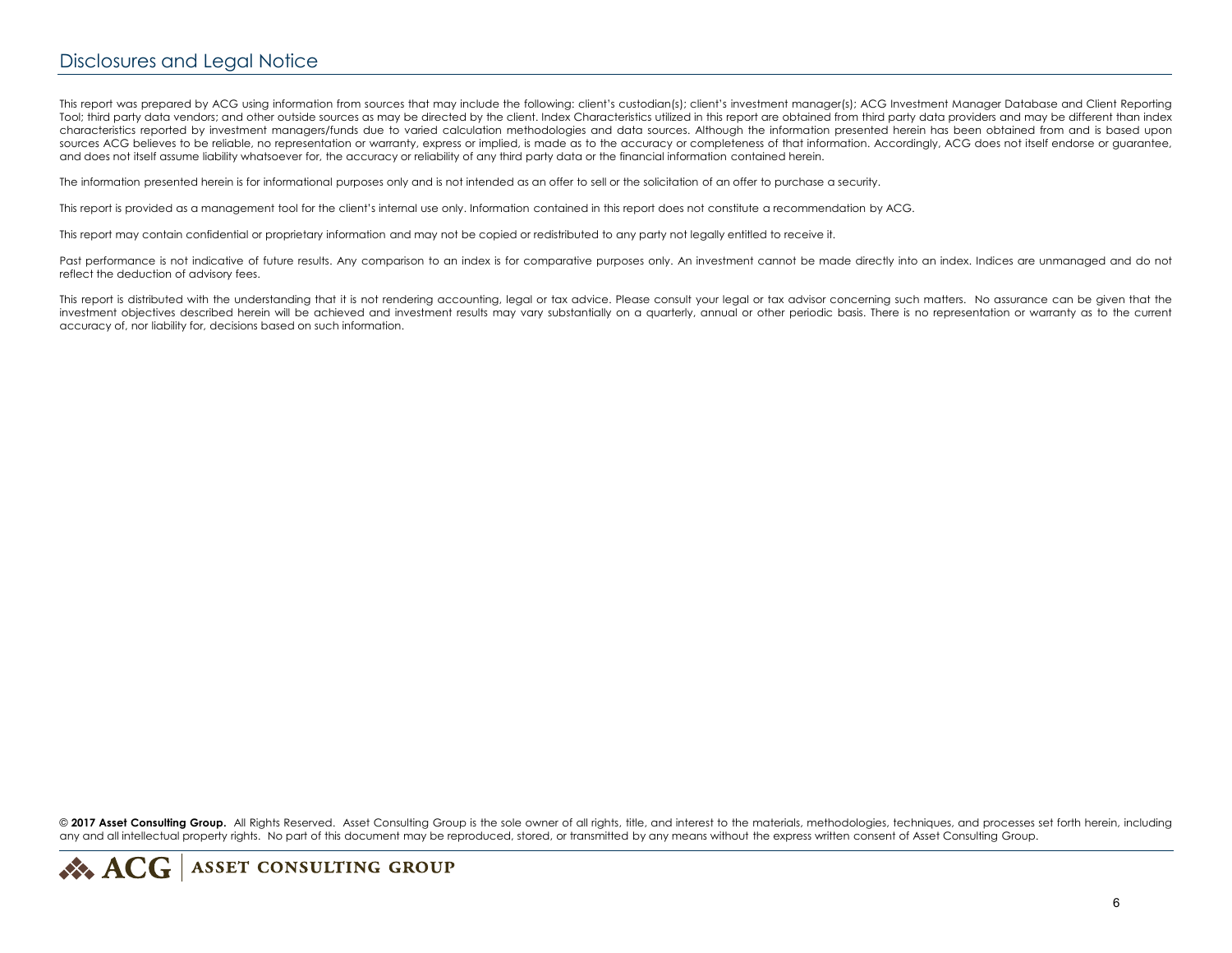# Disclosures and Legal Notice

This report was prepared by ACG using information from sources that may include the following: client's custodian(s); client's investment manager(s); ACG Investment Manager Database and Client Reporting Tool; third party data vendors; and other outside sources as may be directed by the client. Index Characteristics utilized in this report are obtained from third party data providers and may be different than index characteristics reported by investment managers/funds due to varied calculation methodologies and data sources. Although the information presented herein has been obtained from and is based upon sources ACG believes to be reliable, no representation or warranty, express or implied, is made as to the accuracy or completeness of that information. Accordingly, ACG does not itself endorse or guarantee, and does not itself assume liability whatsoever for, the accuracy or reliability of any third party data or the financial information contained herein.

The information presented herein is for informational purposes only and is not intended as an offer to sell or the solicitation of an offer to purchase a security.

This report is provided as a management tool for the client's internal use only. Information contained in this report does not constitute a recommendation by ACG.

This report may contain confidential or proprietary information and may not be copied or redistributed to any party not legally entitled to receive it.

Past performance is not indicative of future results. Any comparison to an index is for comparative purposes only. An investment cannot be made directly into an index. Indices are unmanaged and do not reflect the deduction of advisory fees.

This report is distributed with the understanding that it is not rendering accounting, legal or tax advice. Please consult your legal or tax advisor concerning such matters. No assurance can be given that the investment objectives described herein will be achieved and investment results may vary substantially on a quarterly, annual or other periodic basis. There is no representation or warranty as to the current accuracy of, nor liability for, decisions based on such information.

© **2017 Asset Consulting Group.** All Rights Reserved. Asset Consulting Group is the sole owner of all rights, title, and interest to the materials, methodologies, techniques, and processes set forth herein, including any and all intellectual property rights. No part of this document may be reproduced, stored, or transmitted by any means without the express written consent of Asset Consulting Group.

ACG | ASSET CONSULTING GROUP